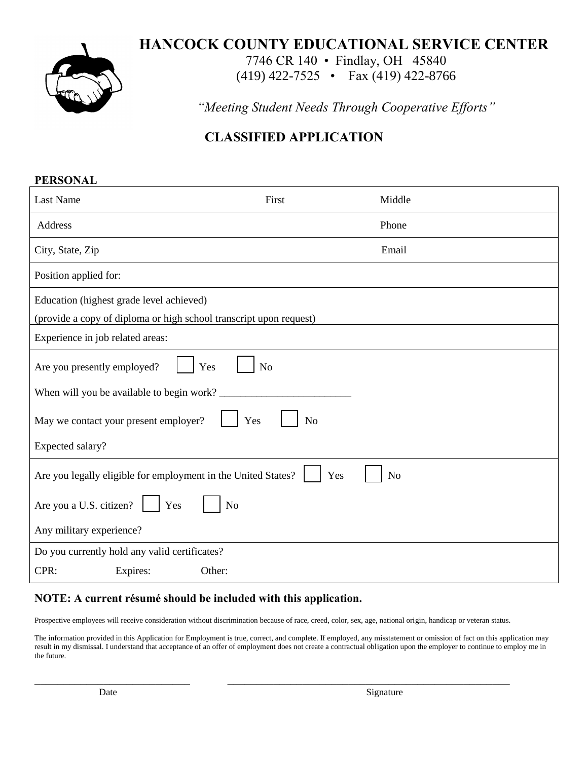# HANCOCK COUNTY EDUCATIONAL SERVICE CENTER

7746 CR 140 • Findlay, OH 45840
(419) 422-7525 • Fax (419) 422-8766

*"Meeting Student Needs Through Cooperative Efforts"*

## CLASSIFIED APPLICATION

### PERSONAL

| Last Name | First | Middle |
|---|---|---|
| Address | | Phone |
| City, State, Zip | | Email |

Position applied for:

Education (highest grade level achieved)
(provide a copy of diploma or high school transcript upon request)

Experience in job related areas:

Are you presently employed? ☐ Yes ☐ No

When will you be available to begin work? _________________________

May we contact your present employer? ☐ Yes ☐ No

Expected salary?

Are you legally eligible for employment in the United States? ☐ Yes ☐ No

Are you a U.S. citizen? ☐ Yes ☐ No

Any military experience?

Do you currently hold any valid certificates?

CPR: Expires: Other:

**NOTE: A current résumé should be included with this application.**

Prospective employees will receive consideration without discrimination because of race, creed, color, sex, age, national origin, handicap or veteran status.

The information provided in this Application for Employment is true, correct, and complete. If employed, any misstatement or omission of fact on this application may result in my dismissal. I understand that acceptance of an offer of employment does not create a contractual obligation upon the employer to continue to employ me in the future.

_______________________________ ________________________________________________________

Date Signature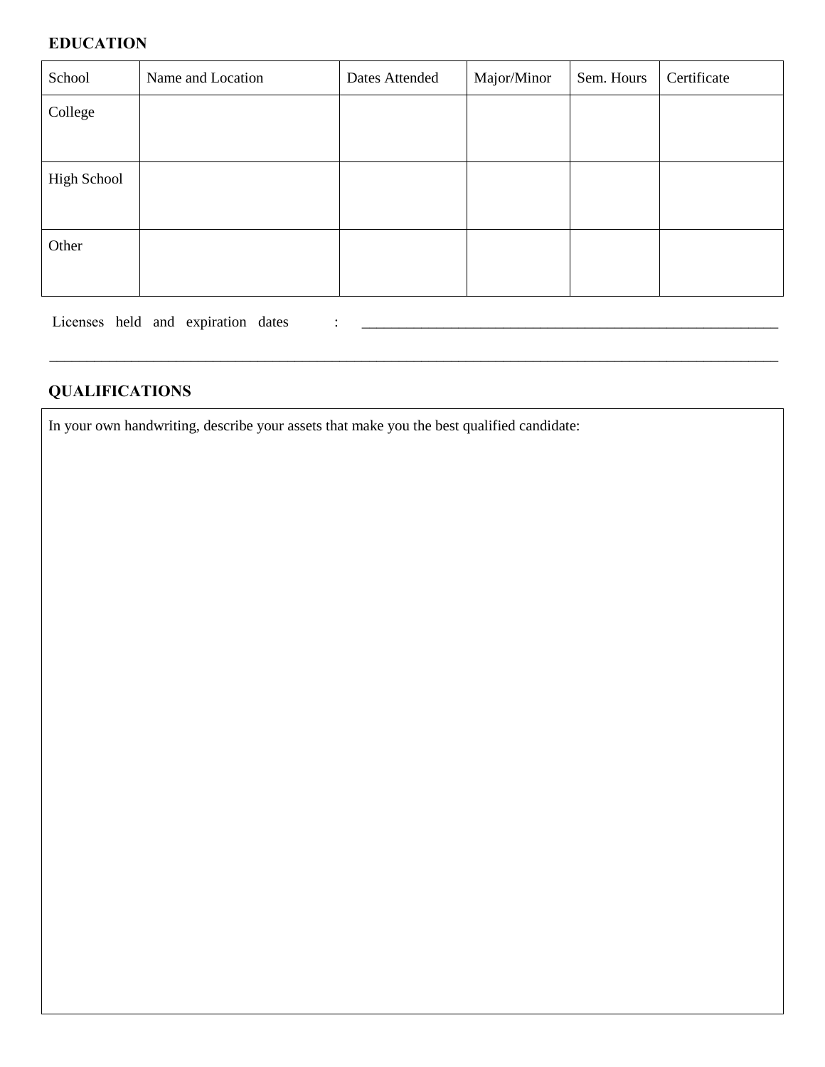## EDUCATION

| School | Name and Location | Dates Attended | Major/Minor | Sem. Hours | Certificate |
|---|---|---|---|---|---|
| College | | | | | |
| High School | | | | | |
| Other | | | | | |

Licenses held and expiration dates : ___________________________________________________________

_____________________________________________________________________________________________________

## QUALIFICATIONS

| In your own handwriting, describe your assets that make you the best qualified candidate: |
|---|
| |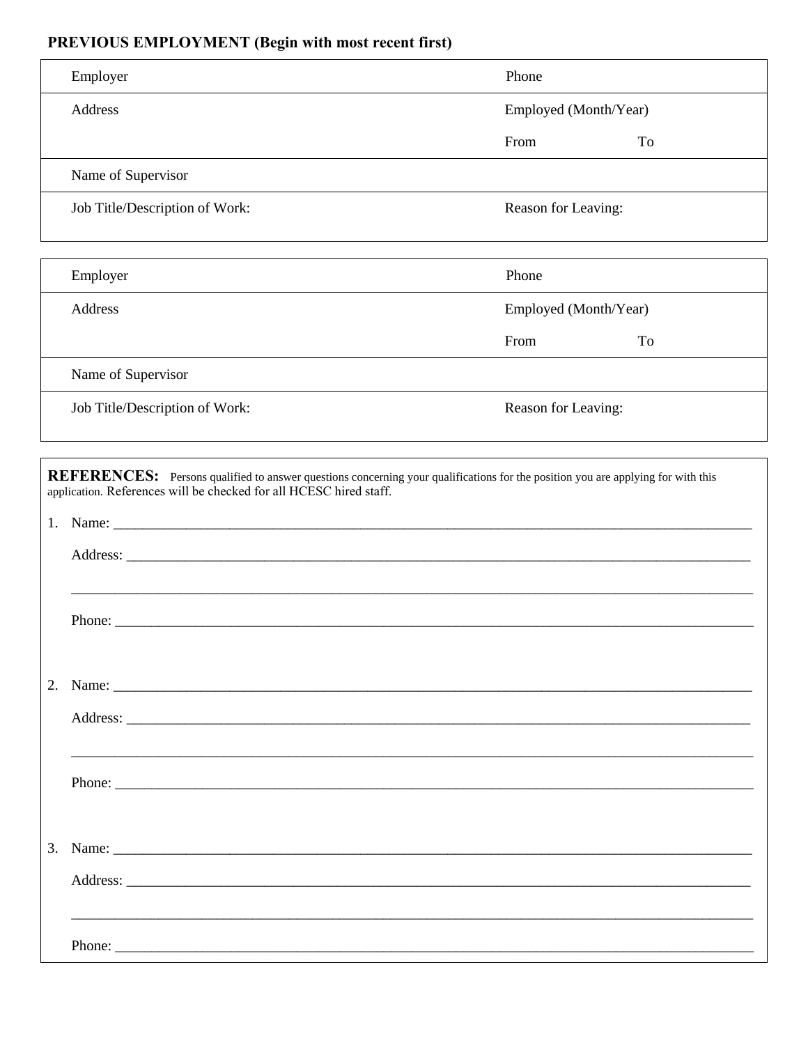**PREVIOUS EMPLOYMENT (Begin with most recent first)**

| | |
|---|---|
| Employer | Phone |
| Address | Employed (Month/Year)<br>From To |
| Name of Supervisor | |
| Job Title/Description of Work: | Reason for Leaving: |

| | |
|---|---|
| Employer | Phone |
| Address | Employed (Month/Year)<br>From To |
| Name of Supervisor | |
| Job Title/Description of Work: | Reason for Leaving: |

**REFERENCES:** Persons qualified to answer questions concerning your qualifications for the position you are applying for with this application. References will be checked for all HCESC hired staff.

1. Name: ___________________________________________

   Address: ___________________________________________

   ___________________________________________

   Phone: ___________________________________________

2. Name: ___________________________________________

   Address: ___________________________________________

   ___________________________________________

   Phone: ___________________________________________

3. Name: ___________________________________________

   Address: ___________________________________________

   ___________________________________________

   Phone: ___________________________________________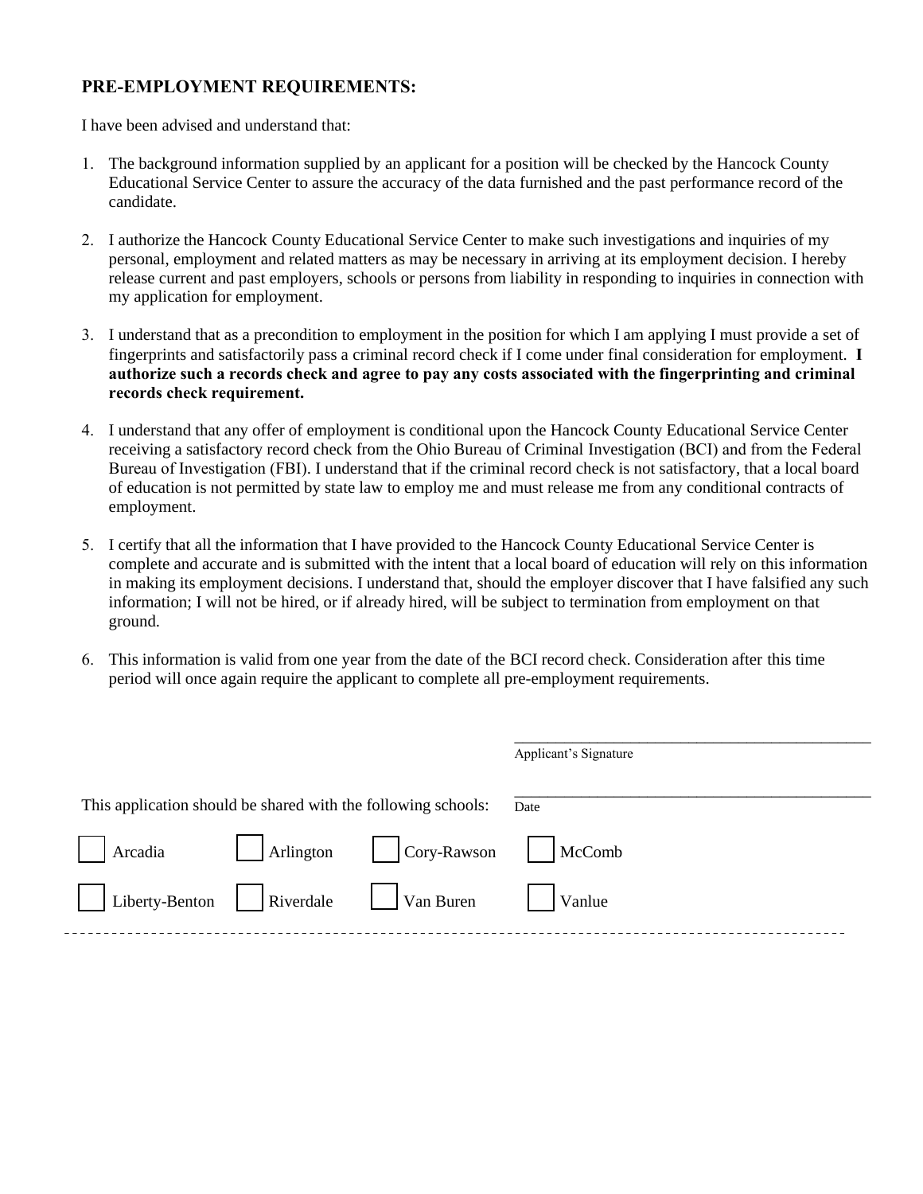## PRE-EMPLOYMENT REQUIREMENTS:

I have been advised and understand that:

1. The background information supplied by an applicant for a position will be checked by the Hancock County Educational Service Center to assure the accuracy of the data furnished and the past performance record of the candidate.

2. I authorize the Hancock County Educational Service Center to make such investigations and inquiries of my personal, employment and related matters as may be necessary in arriving at its employment decision. I hereby release current and past employers, schools or persons from liability in responding to inquiries in connection with my application for employment.

3. I understand that as a precondition to employment in the position for which I am applying I must provide a set of fingerprints and satisfactorily pass a criminal record check if I come under final consideration for employment. **I authorize such a records check and agree to pay any costs associated with the fingerprinting and criminal records check requirement.**

4. I understand that any offer of employment is conditional upon the Hancock County Educational Service Center receiving a satisfactory record check from the Ohio Bureau of Criminal Investigation (BCI) and from the Federal Bureau of Investigation (FBI). I understand that if the criminal record check is not satisfactory, that a local board of education is not permitted by state law to employ me and must release me from any conditional contracts of employment.

5. I certify that all the information that I have provided to the Hancock County Educational Service Center is complete and accurate and is submitted with the intent that a local board of education will rely on this information in making its employment decisions. I understand that, should the employer discover that I have falsified any such information; I will not be hired, or if already hired, will be subject to termination from employment on that ground.

6. This information is valid from one year from the date of the BCI record check. Consideration after this time period will once again require the applicant to complete all pre-employment requirements.

\_\_\_\_\_\_\_\_\_\_\_\_\_\_\_\_\_\_\_\_\_\_\_\_\_\_\_\_\_\_\_\_\_\_\_\_\_\_\_\_\_\_\_\_
Applicant's Signature

\_\_\_\_\_\_\_\_\_\_\_\_\_\_\_\_\_\_\_\_\_\_\_\_\_\_\_\_\_\_\_\_\_\_\_\_\_\_\_\_\_\_\_\_
Date

This application should be shared with the following schools:

☐ Arcadia ☐ Arlington ☐ Cory-Rawson ☐ McComb

☐ Liberty-Benton ☐ Riverdale ☐ Van Buren ☐ Vanlue